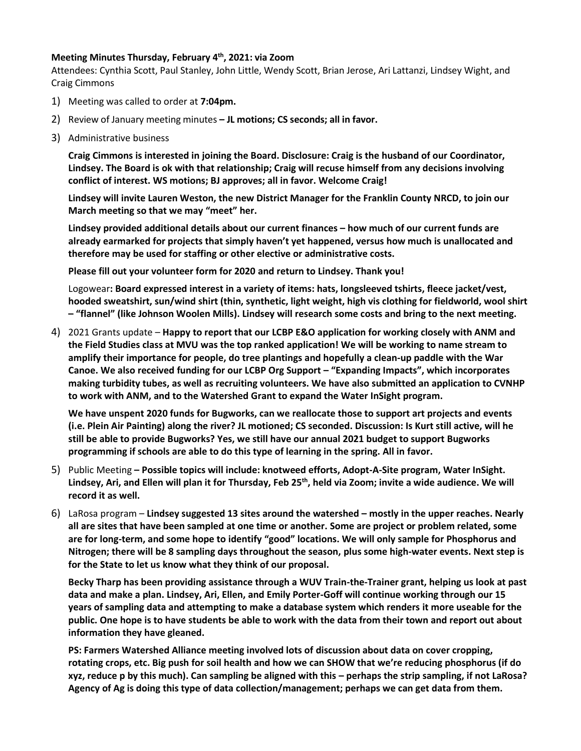**Meeting Minutes Thursday, February 4th, 2021: via Zoom**

Attendees: Cynthia Scott, Paul Stanley, John Little, Wendy Scott, Brian Jerose, Ari Lattanzi, Lindsey Wight, and Craig Cimmons

1) Meeting was called to order at **7:04pm.**
2) Review of January meeting minutes **– JL motions; CS seconds; all in favor.**
3) Administrative business

   **Craig Cimmons is interested in joining the Board. Disclosure: Craig is the husband of our Coordinator, Lindsey. The Board is ok with that relationship; Craig will recuse himself from any decisions involving conflict of interest. WS motions; BJ approves; all in favor. Welcome Craig!**

   **Lindsey will invite Lauren Weston, the new District Manager for the Franklin County NRCD, to join our March meeting so that we may "meet" her.**

   **Lindsey provided additional details about our current finances – how much of our current funds are already earmarked for projects that simply haven't yet happened, versus how much is unallocated and therefore may be used for staffing or other elective or administrative costs.**

   **Please fill out your volunteer form for 2020 and return to Lindsey. Thank you!**

   Logowear**: Board expressed interest in a variety of items: hats, longsleeved tshirts, fleece jacket/vest, hooded sweatshirt, sun/wind shirt (thin, synthetic, light weight, high vis clothing for fieldworld, wool shirt – "flannel" (like Johnson Woolen Mills). Lindsey will research some costs and bring to the next meeting.**

4) 2021 Grants update – **Happy to report that our LCBP E&O application for working closely with ANM and the Field Studies class at MVU was the top ranked application! We will be working to name stream to amplify their importance for people, do tree plantings and hopefully a clean-up paddle with the War Canoe. We also received funding for our LCBP Org Support – "Expanding Impacts", which incorporates making turbidity tubes, as well as recruiting volunteers. We have also submitted an application to CVNHP to work with ANM, and to the Watershed Grant to expand the Water InSight program.**

   **We have unspent 2020 funds for Bugworks, can we reallocate those to support art projects and events (i.e. Plein Air Painting) along the river? JL motioned; CS seconded. Discussion: Is Kurt still active, will he still be able to provide Bugworks? Yes, we still have our annual 2021 budget to support Bugworks programming if schools are able to do this type of learning in the spring. All in favor.**

5) Public Meeting **– Possible topics will include: knotweed efforts, Adopt-A-Site program, Water InSight. Lindsey, Ari, and Ellen will plan it for Thursday, Feb 25th, held via Zoom; invite a wide audience. We will record it as well.**
6) LaRosa program – **Lindsey suggested 13 sites around the watershed – mostly in the upper reaches. Nearly all are sites that have been sampled at one time or another. Some are project or problem related, some are for long-term, and some hope to identify "good" locations. We will only sample for Phosphorus and Nitrogen; there will be 8 sampling days throughout the season, plus some high-water events. Next step is for the State to let us know what they think of our proposal.**

   **Becky Tharp has been providing assistance through a WUV Train-the-Trainer grant, helping us look at past data and make a plan. Lindsey, Ari, Ellen, and Emily Porter-Goff will continue working through our 15 years of sampling data and attempting to make a database system which renders it more useable for the public. One hope is to have students be able to work with the data from their town and report out about information they have gleaned.**

   **PS: Farmers Watershed Alliance meeting involved lots of discussion about data on cover cropping, rotating crops, etc. Big push for soil health and how we can SHOW that we're reducing phosphorus (if do xyz, reduce p by this much). Can sampling be aligned with this – perhaps the strip sampling, if not LaRosa? Agency of Ag is doing this type of data collection/management; perhaps we can get data from them.**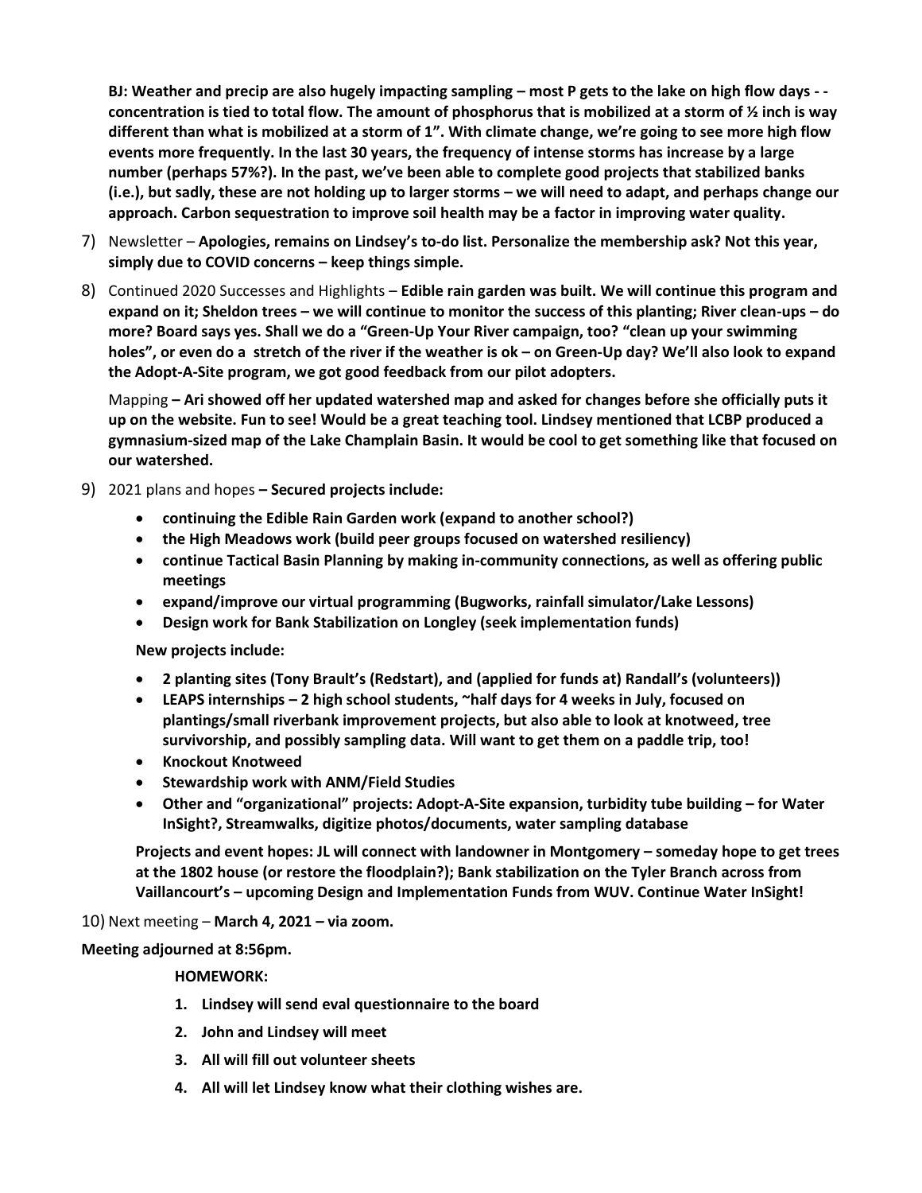**BJ: Weather and precip are also hugely impacting sampling – most P gets to the lake on high flow days - - concentration is tied to total flow. The amount of phosphorus that is mobilized at a storm of ½ inch is way different than what is mobilized at a storm of 1". With climate change, we're going to see more high flow events more frequently. In the last 30 years, the frequency of intense storms has increase by a large number (perhaps 57%?). In the past, we've been able to complete good projects that stabilized banks (i.e.), but sadly, these are not holding up to larger storms – we will need to adapt, and perhaps change our approach. Carbon sequestration to improve soil health may be a factor in improving water quality.**

7) Newsletter – **Apologies, remains on Lindsey's to-do list. Personalize the membership ask? Not this year, simply due to COVID concerns – keep things simple.**

8) Continued 2020 Successes and Highlights – **Edible rain garden was built. We will continue this program and expand on it; Sheldon trees – we will continue to monitor the success of this planting; River clean-ups – do more? Board says yes. Shall we do a "Green-Up Your River campaign, too? "clean up your swimming holes", or even do a stretch of the river if the weather is ok – on Green-Up day? We'll also look to expand the Adopt-A-Site program, we got good feedback from our pilot adopters.**

   Mapping **– Ari showed off her updated watershed map and asked for changes before she officially puts it up on the website. Fun to see! Would be a great teaching tool. Lindsey mentioned that LCBP produced a gymnasium-sized map of the Lake Champlain Basin. It would be cool to get something like that focused on our watershed.**

9) 2021 plans and hopes **– Secured projects include:**

   - **continuing the Edible Rain Garden work (expand to another school?)**
   - **the High Meadows work (build peer groups focused on watershed resiliency)**
   - **continue Tactical Basin Planning by making in-community connections, as well as offering public meetings**
   - **expand/improve our virtual programming (Bugworks, rainfall simulator/Lake Lessons)**
   - **Design work for Bank Stabilization on Longley (seek implementation funds)**

   **New projects include:**

   - **2 planting sites (Tony Brault's (Redstart), and (applied for funds at) Randall's (volunteers))**
   - **LEAPS internships – 2 high school students, ~half days for 4 weeks in July, focused on plantings/small riverbank improvement projects, but also able to look at knotweed, tree survivorship, and possibly sampling data. Will want to get them on a paddle trip, too!**
   - **Knockout Knotweed**
   - **Stewardship work with ANM/Field Studies**
   - **Other and "organizational" projects: Adopt-A-Site expansion, turbidity tube building – for Water InSight?, Streamwalks, digitize photos/documents, water sampling database**

   **Projects and event hopes: JL will connect with landowner in Montgomery – someday hope to get trees at the 1802 house (or restore the floodplain?); Bank stabilization on the Tyler Branch across from Vaillancourt's – upcoming Design and Implementation Funds from WUV. Continue Water InSight!**

10) Next meeting – **March 4, 2021 – via zoom.**

**Meeting adjourned at 8:56pm.**

**HOMEWORK:**

1. **Lindsey will send eval questionnaire to the board**
2. **John and Lindsey will meet**
3. **All will fill out volunteer sheets**
4. **All will let Lindsey know what their clothing wishes are.**